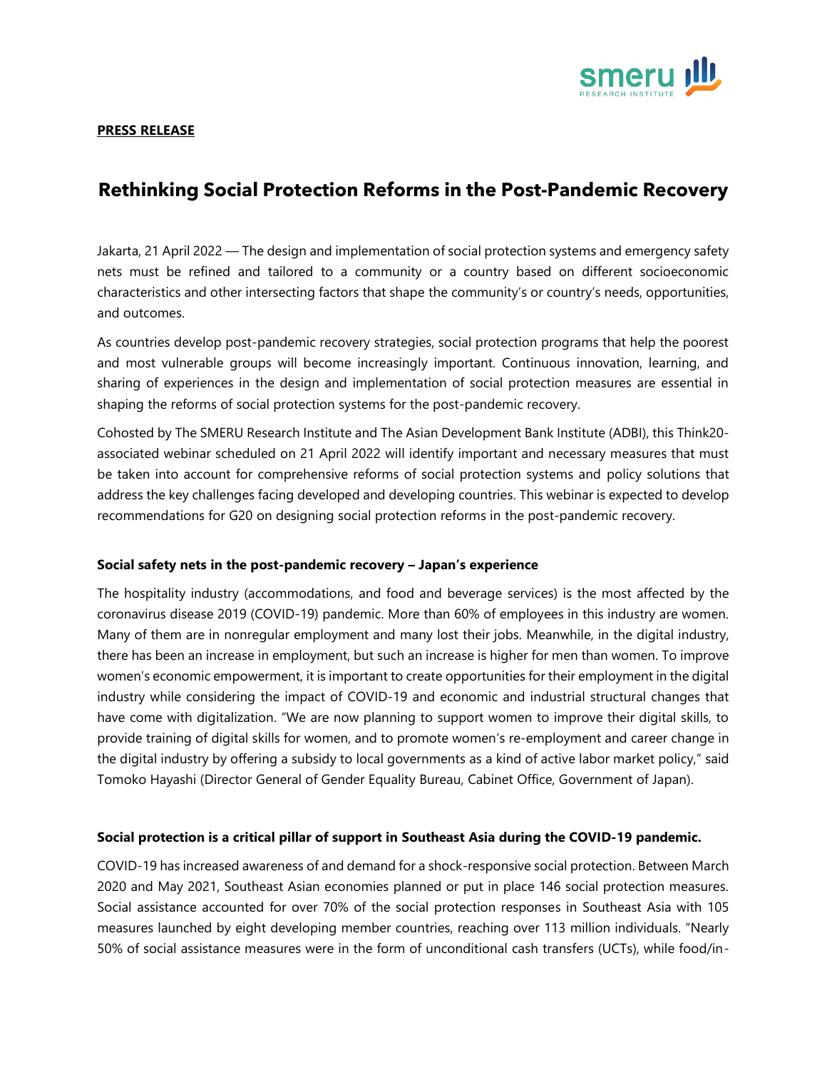**PRESS RELEASE**

# Rethinking Social Protection Reforms in the Post-Pandemic Recovery

Jakarta, 21 April 2022 — The design and implementation of social protection systems and emergency safety nets must be refined and tailored to a community or a country based on different socioeconomic characteristics and other intersecting factors that shape the community's or country's needs, opportunities, and outcomes.

As countries develop post-pandemic recovery strategies, social protection programs that help the poorest and most vulnerable groups will become increasingly important. Continuous innovation, learning, and sharing of experiences in the design and implementation of social protection measures are essential in shaping the reforms of social protection systems for the post-pandemic recovery.

Cohosted by The SMERU Research Institute and The Asian Development Bank Institute (ADBI), this Think20-associated webinar scheduled on 21 April 2022 will identify important and necessary measures that must be taken into account for comprehensive reforms of social protection systems and policy solutions that address the key challenges facing developed and developing countries. This webinar is expected to develop recommendations for G20 on designing social protection reforms in the post-pandemic recovery.

**Social safety nets in the post-pandemic recovery – Japan's experience**

The hospitality industry (accommodations, and food and beverage services) is the most affected by the coronavirus disease 2019 (COVID-19) pandemic. More than 60% of employees in this industry are women. Many of them are in nonregular employment and many lost their jobs. Meanwhile, in the digital industry, there has been an increase in employment, but such an increase is higher for men than women. To improve women's economic empowerment, it is important to create opportunities for their employment in the digital industry while considering the impact of COVID-19 and economic and industrial structural changes that have come with digitalization. "We are now planning to support women to improve their digital skills, to provide training of digital skills for women, and to promote women's re-employment and career change in the digital industry by offering a subsidy to local governments as a kind of active labor market policy," said Tomoko Hayashi (Director General of Gender Equality Bureau, Cabinet Office, Government of Japan).

**Social protection is a critical pillar of support in Southeast Asia during the COVID-19 pandemic.**

COVID-19 has increased awareness of and demand for a shock-responsive social protection. Between March 2020 and May 2021, Southeast Asian economies planned or put in place 146 social protection measures. Social assistance accounted for over 70% of the social protection responses in Southeast Asia with 105 measures launched by eight developing member countries, reaching over 113 million individuals. "Nearly 50% of social assistance measures were in the form of unconditional cash transfers (UCTs), while food/in-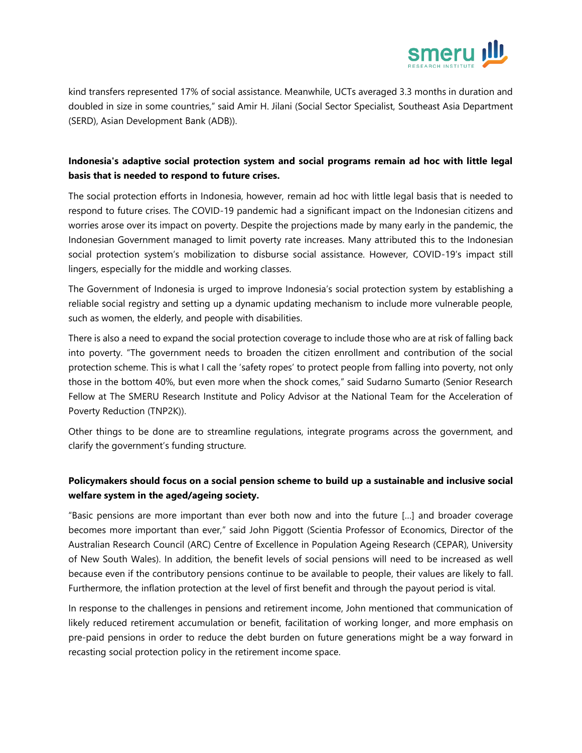kind transfers represented 17% of social assistance. Meanwhile, UCTs averaged 3.3 months in duration and doubled in size in some countries," said Amir H. Jilani (Social Sector Specialist, Southeast Asia Department (SERD), Asian Development Bank (ADB)).

**Indonesia's adaptive social protection system and social programs remain ad hoc with little legal basis that is needed to respond to future crises.**

The social protection efforts in Indonesia, however, remain ad hoc with little legal basis that is needed to respond to future crises. The COVID-19 pandemic had a significant impact on the Indonesian citizens and worries arose over its impact on poverty. Despite the projections made by many early in the pandemic, the Indonesian Government managed to limit poverty rate increases. Many attributed this to the Indonesian social protection system's mobilization to disburse social assistance. However, COVID-19's impact still lingers, especially for the middle and working classes.

The Government of Indonesia is urged to improve Indonesia's social protection system by establishing a reliable social registry and setting up a dynamic updating mechanism to include more vulnerable people, such as women, the elderly, and people with disabilities.

There is also a need to expand the social protection coverage to include those who are at risk of falling back into poverty. "The government needs to broaden the citizen enrollment and contribution of the social protection scheme. This is what I call the 'safety ropes' to protect people from falling into poverty, not only those in the bottom 40%, but even more when the shock comes," said Sudarno Sumarto (Senior Research Fellow at The SMERU Research Institute and Policy Advisor at the National Team for the Acceleration of Poverty Reduction (TNP2K)).

Other things to be done are to streamline regulations, integrate programs across the government, and clarify the government's funding structure.

**Policymakers should focus on a social pension scheme to build up a sustainable and inclusive social welfare system in the aged/ageing society.**

"Basic pensions are more important than ever both now and into the future [...] and broader coverage becomes more important than ever," said John Piggott (Scientia Professor of Economics, Director of the Australian Research Council (ARC) Centre of Excellence in Population Ageing Research (CEPAR), University of New South Wales). In addition, the benefit levels of social pensions will need to be increased as well because even if the contributory pensions continue to be available to people, their values are likely to fall. Furthermore, the inflation protection at the level of first benefit and through the payout period is vital.

In response to the challenges in pensions and retirement income, John mentioned that communication of likely reduced retirement accumulation or benefit, facilitation of working longer, and more emphasis on pre-paid pensions in order to reduce the debt burden on future generations might be a way forward in recasting social protection policy in the retirement income space.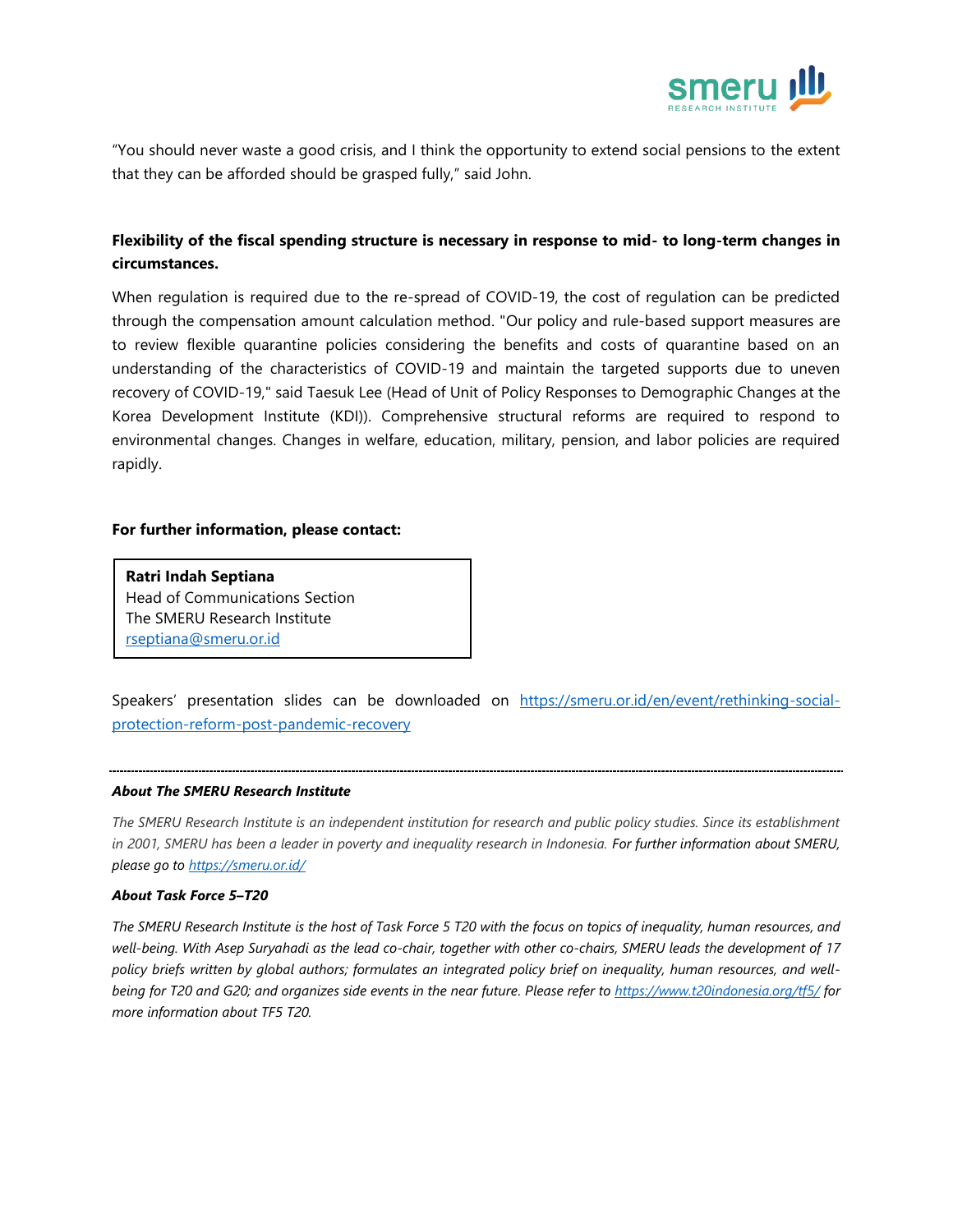"You should never waste a good crisis, and I think the opportunity to extend social pensions to the extent that they can be afforded should be grasped fully," said John.

**Flexibility of the fiscal spending structure is necessary in response to mid- to long-term changes in circumstances.**

When regulation is required due to the re-spread of COVID-19, the cost of regulation can be predicted through the compensation amount calculation method. "Our policy and rule-based support measures are to review flexible quarantine policies considering the benefits and costs of quarantine based on an understanding of the characteristics of COVID-19 and maintain the targeted supports due to uneven recovery of COVID-19," said Taesuk Lee (Head of Unit of Policy Responses to Demographic Changes at the Korea Development Institute (KDI)). Comprehensive structural reforms are required to respond to environmental changes. Changes in welfare, education, military, pension, and labor policies are required rapidly.

**For further information, please contact:**

**Ratri Indah Septiana**
Head of Communications Section
The SMERU Research Institute
rseptiana@smeru.or.id

Speakers' presentation slides can be downloaded on https://smeru.or.id/en/event/rethinking-social-protection-reform-post-pandemic-recovery

---

***About The SMERU Research Institute***

*The SMERU Research Institute is an independent institution for research and public policy studies. Since its establishment in 2001, SMERU has been a leader in poverty and inequality research in Indonesia. For further information about SMERU, please go to https://smeru.or.id/*

***About Task Force 5–T20***

*The SMERU Research Institute is the host of Task Force 5 T20 with the focus on topics of inequality, human resources, and well-being. With Asep Suryahadi as the lead co-chair, together with other co-chairs, SMERU leads the development of 17 policy briefs written by global authors; formulates an integrated policy brief on inequality, human resources, and well-being for T20 and G20; and organizes side events in the near future. Please refer to https://www.t20indonesia.org/tf5/ for more information about TF5 T20.*